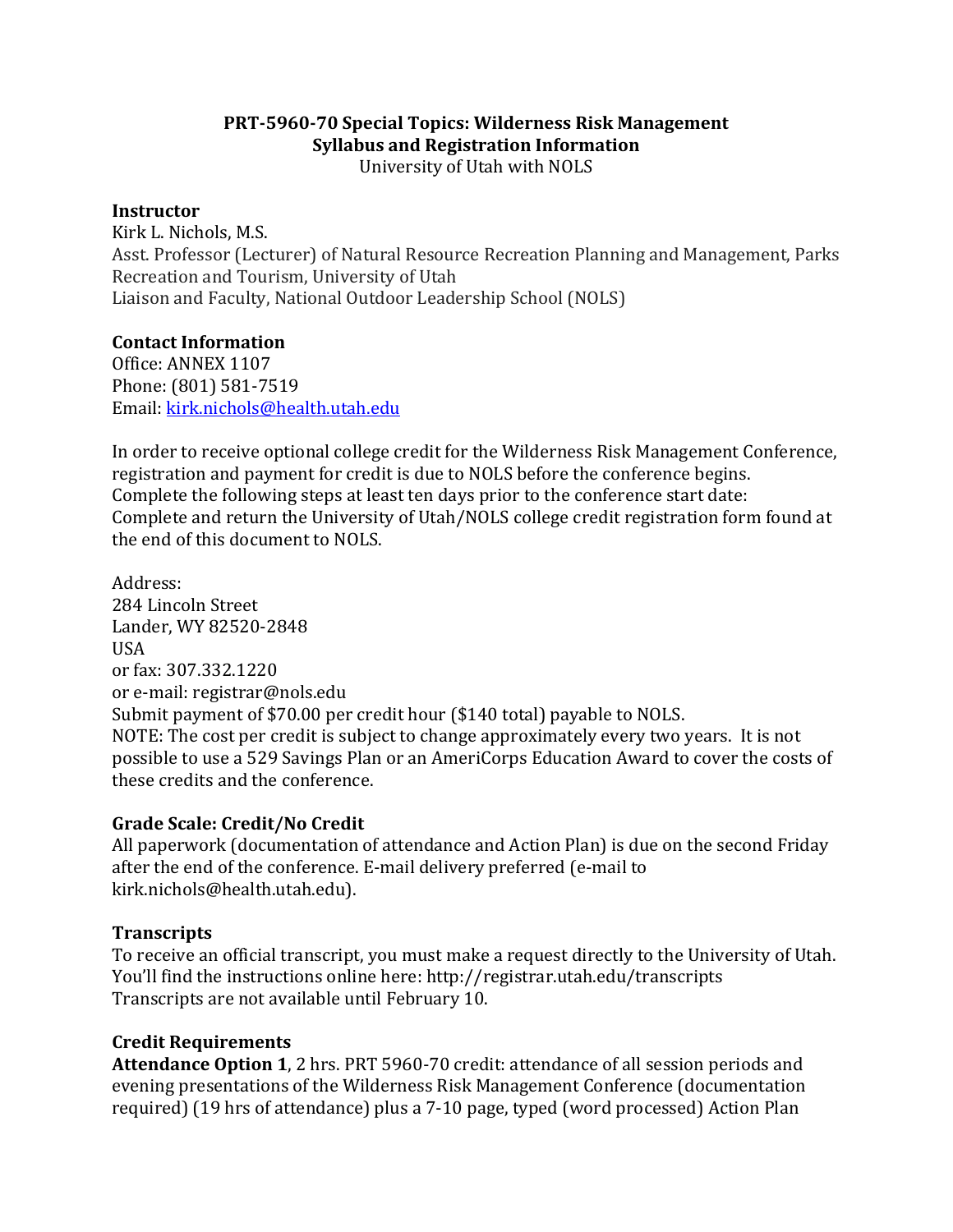# PRT-5960-70 Special Topics: Wilderness Risk Management
## Syllabus and Registration Information

University of Utah with NOLS

### Instructor

Kirk L. Nichols, M.S.
Asst. Professor (Lecturer) of Natural Resource Recreation Planning and Management, Parks Recreation and Tourism, University of Utah
Liaison and Faculty, National Outdoor Leadership School (NOLS)

### Contact Information

Office: ANNEX 1107
Phone: (801) 581-7519
Email: kirk.nichols@health.utah.edu

In order to receive optional college credit for the Wilderness Risk Management Conference, registration and payment for credit is due to NOLS before the conference begins. Complete the following steps at least ten days prior to the conference start date:
Complete and return the University of Utah/NOLS college credit registration form found at the end of this document to NOLS.

Address:
284 Lincoln Street
Lander, WY 82520-2848
USA
or fax: 307.332.1220
or e-mail: registrar@nols.edu
Submit payment of $70.00 per credit hour ($140 total) payable to NOLS.
NOTE: The cost per credit is subject to change approximately every two years. It is not possible to use a 529 Savings Plan or an AmeriCorps Education Award to cover the costs of these credits and the conference.

### Grade Scale: Credit/No Credit

All paperwork (documentation of attendance and Action Plan) is due on the second Friday after the end of the conference. E-mail delivery preferred (e-mail to kirk.nichols@health.utah.edu).

### Transcripts

To receive an official transcript, you must make a request directly to the University of Utah. You'll find the instructions online here: http://registrar.utah.edu/transcripts
Transcripts are not available until February 10.

### Credit Requirements

**Attendance Option 1**, 2 hrs. PRT 5960-70 credit: attendance of all session periods and evening presentations of the Wilderness Risk Management Conference (documentation required) (19 hrs of attendance) plus a 7-10 page, typed (word processed) Action Plan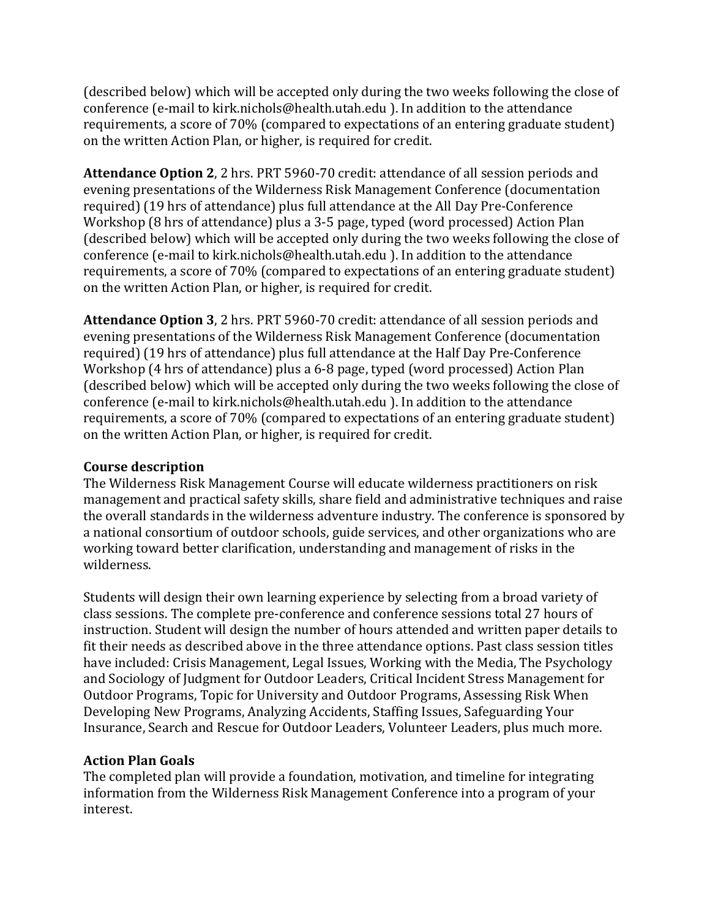(described below) which will be accepted only during the two weeks following the close of conference (e-mail to kirk.nichols@health.utah.edu ). In addition to the attendance requirements, a score of 70% (compared to expectations of an entering graduate student) on the written Action Plan, or higher, is required for credit.

**Attendance Option 2**, 2 hrs. PRT 5960-70 credit: attendance of all session periods and evening presentations of the Wilderness Risk Management Conference (documentation required) (19 hrs of attendance) plus full attendance at the All Day Pre-Conference Workshop (8 hrs of attendance) plus a 3-5 page, typed (word processed) Action Plan (described below) which will be accepted only during the two weeks following the close of conference (e-mail to kirk.nichols@health.utah.edu ). In addition to the attendance requirements, a score of 70% (compared to expectations of an entering graduate student) on the written Action Plan, or higher, is required for credit.

**Attendance Option 3**, 2 hrs. PRT 5960-70 credit: attendance of all session periods and evening presentations of the Wilderness Risk Management Conference (documentation required) (19 hrs of attendance) plus full attendance at the Half Day Pre-Conference Workshop (4 hrs of attendance) plus a 6-8 page, typed (word processed) Action Plan (described below) which will be accepted only during the two weeks following the close of conference (e-mail to kirk.nichols@health.utah.edu ). In addition to the attendance requirements, a score of 70% (compared to expectations of an entering graduate student) on the written Action Plan, or higher, is required for credit.

**Course description**

The Wilderness Risk Management Course will educate wilderness practitioners on risk management and practical safety skills, share field and administrative techniques and raise the overall standards in the wilderness adventure industry. The conference is sponsored by a national consortium of outdoor schools, guide services, and other organizations who are working toward better clarification, understanding and management of risks in the wilderness.

Students will design their own learning experience by selecting from a broad variety of class sessions. The complete pre-conference and conference sessions total 27 hours of instruction. Student will design the number of hours attended and written paper details to fit their needs as described above in the three attendance options. Past class session titles have included: Crisis Management, Legal Issues, Working with the Media, The Psychology and Sociology of Judgment for Outdoor Leaders, Critical Incident Stress Management for Outdoor Programs, Topic for University and Outdoor Programs, Assessing Risk When Developing New Programs, Analyzing Accidents, Staffing Issues, Safeguarding Your Insurance, Search and Rescue for Outdoor Leaders, Volunteer Leaders, plus much more.

**Action Plan Goals**

The completed plan will provide a foundation, motivation, and timeline for integrating information from the Wilderness Risk Management Conference into a program of your interest.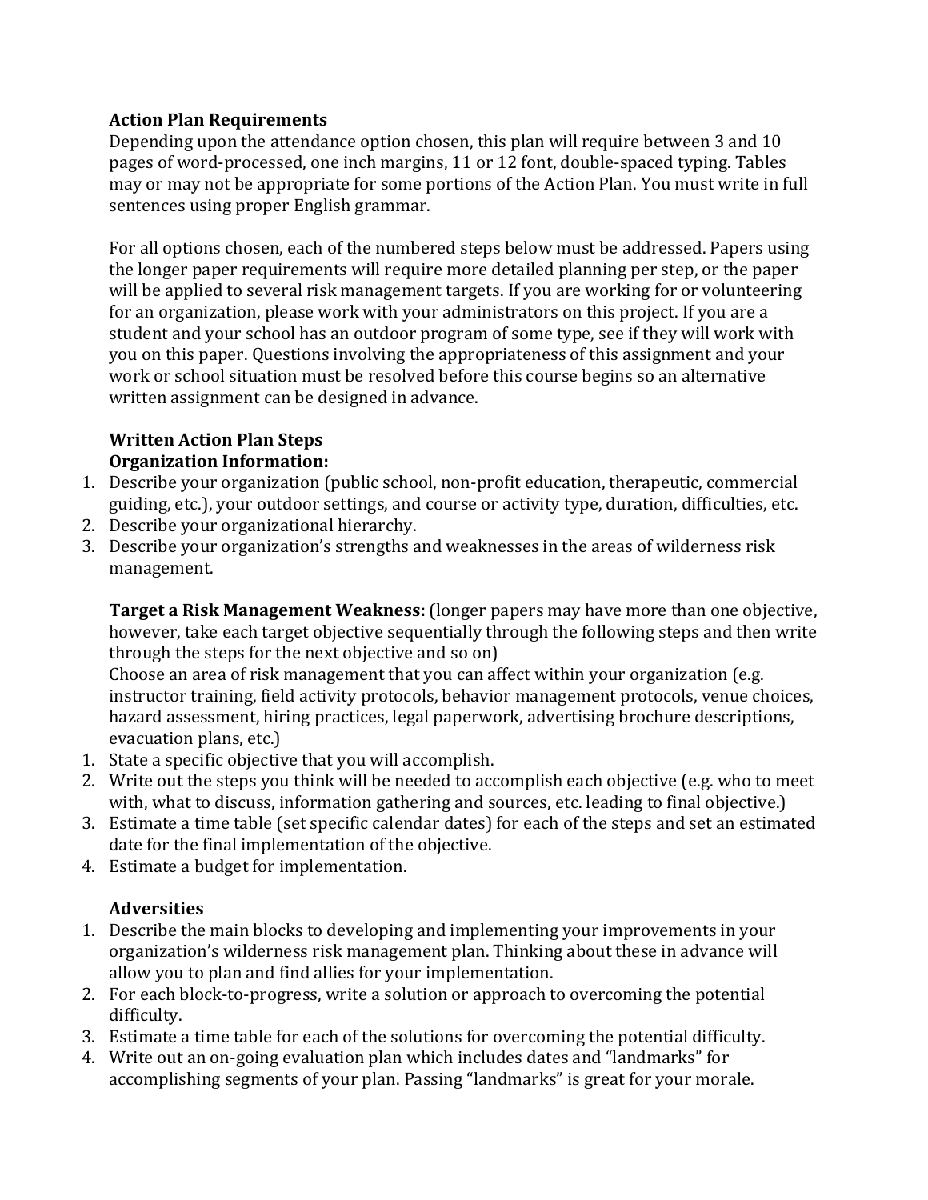**Action Plan Requirements**

Depending upon the attendance option chosen, this plan will require between 3 and 10 pages of word-processed, one inch margins, 11 or 12 font, double-spaced typing. Tables may or may not be appropriate for some portions of the Action Plan. You must write in full sentences using proper English grammar.

For all options chosen, each of the numbered steps below must be addressed. Papers using the longer paper requirements will require more detailed planning per step, or the paper will be applied to several risk management targets. If you are working for or volunteering for an organization, please work with your administrators on this project. If you are a student and your school has an outdoor program of some type, see if they will work with you on this paper. Questions involving the appropriateness of this assignment and your work or school situation must be resolved before this course begins so an alternative written assignment can be designed in advance.

**Written Action Plan Steps**

**Organization Information:**

1. Describe your organization (public school, non-profit education, therapeutic, commercial guiding, etc.), your outdoor settings, and course or activity type, duration, difficulties, etc.
2. Describe your organizational hierarchy.
3. Describe your organization's strengths and weaknesses in the areas of wilderness risk management.

**Target a Risk Management Weakness:** (longer papers may have more than one objective, however, take each target objective sequentially through the following steps and then write through the steps for the next objective and so on)

Choose an area of risk management that you can affect within your organization (e.g. instructor training, field activity protocols, behavior management protocols, venue choices, hazard assessment, hiring practices, legal paperwork, advertising brochure descriptions, evacuation plans, etc.)

1. State a specific objective that you will accomplish.
2. Write out the steps you think will be needed to accomplish each objective (e.g. who to meet with, what to discuss, information gathering and sources, etc. leading to final objective.)
3. Estimate a time table (set specific calendar dates) for each of the steps and set an estimated date for the final implementation of the objective.
4. Estimate a budget for implementation.

**Adversities**

1. Describe the main blocks to developing and implementing your improvements in your organization's wilderness risk management plan. Thinking about these in advance will allow you to plan and find allies for your implementation.
2. For each block-to-progress, write a solution or approach to overcoming the potential difficulty.
3. Estimate a time table for each of the solutions for overcoming the potential difficulty.
4. Write out an on-going evaluation plan which includes dates and "landmarks" for accomplishing segments of your plan. Passing "landmarks" is great for your morale.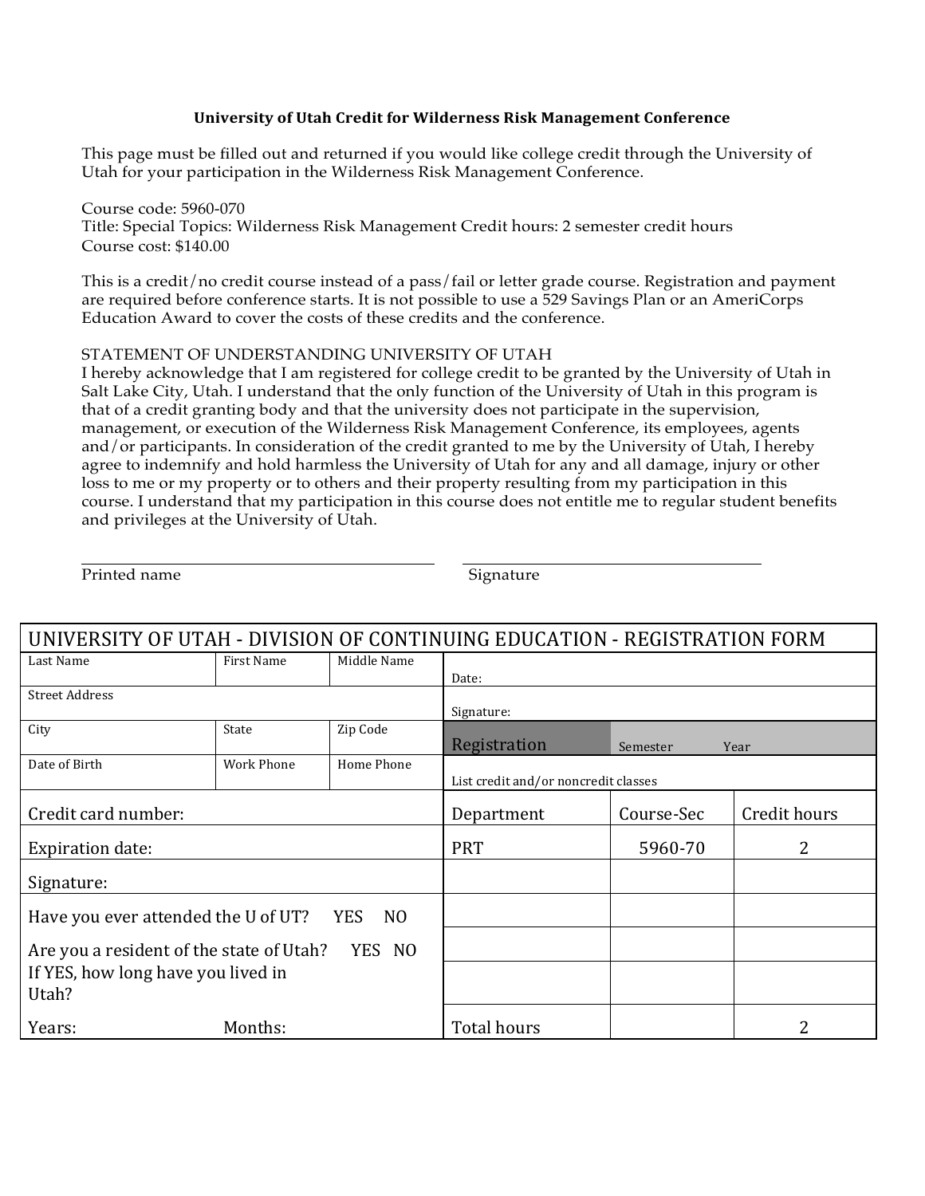**University of Utah Credit for Wilderness Risk Management Conference**

This page must be filled out and returned if you would like college credit through the University of Utah for your participation in the Wilderness Risk Management Conference.

Course code: 5960-070
Title: Special Topics: Wilderness Risk Management Credit hours: 2 semester credit hours
Course cost: $140.00

This is a credit/no credit course instead of a pass/fail or letter grade course. Registration and payment are required before conference starts. It is not possible to use a 529 Savings Plan or an AmeriCorps Education Award to cover the costs of these credits and the conference.

STATEMENT OF UNDERSTANDING UNIVERSITY OF UTAH
I hereby acknowledge that I am registered for college credit to be granted by the University of Utah in Salt Lake City, Utah. I understand that the only function of the University of Utah in this program is that of a credit granting body and that the university does not participate in the supervision, management, or execution of the Wilderness Risk Management Conference, its employees, agents and/or participants. In consideration of the credit granted to me by the University of Utah, I hereby agree to indemnify and hold harmless the University of Utah for any and all damage, injury or other loss to me or my property or to others and their property resulting from my participation in this course. I understand that my participation in this course does not entitle me to regular student benefits and privileges at the University of Utah.

\_\_\_\_\_\_\_\_\_\_\_\_\_\_\_\_\_\_\_\_\_\_\_\_\_\_\_\_\_\_ \_\_\_\_\_\_\_\_\_\_\_\_\_\_\_\_\_\_\_\_\_\_\_\_\_\_\_\_\_\_
Printed name Signature

| UNIVERSITY OF UTAH - DIVISION OF CONTINUING EDUCATION - REGISTRATION FORM | | | | | |
|---|---|---|---|---|---|
| Last Name | First Name | Middle Name | Date: | | |
| Street Address | | | Signature: | | |
| City | State | Zip Code | Registration | Semester Year | |
| Date of Birth | Work Phone | Home Phone | List credit and/or noncredit classes | | |
| Credit card number: | | | Department | Course-Sec | Credit hours |
| Expiration date: | | | PRT | 5960-70 | 2 |
| Signature: | | | | | |
| Have you ever attended the U of UT? YES NO | | | | | |
| Are you a resident of the state of Utah? YES NO | | | | | |
| If YES, how long have you lived in Utah? | | | | | |
| Years: | Months: | | Total hours | | 2 |